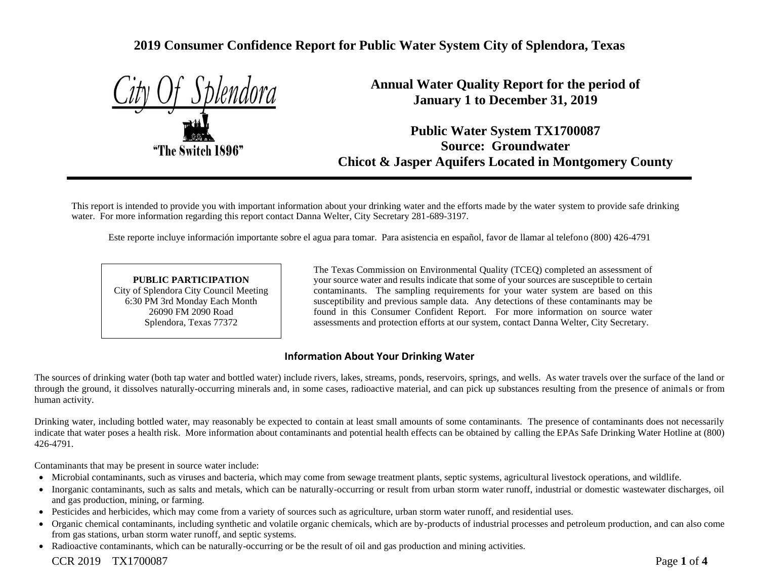# 2019 Consumer Confidence Report for Public Water System City of Splendora, Texas

City Of Splendora

"The Switch 1896"

## Annual Water Quality Report for the period of January 1 to December 31, 2019

## Public Water System TX1700087
## Source: Groundwater
## Chicot & Jasper Aquifers Located in Montgomery County

This report is intended to provide you with important information about your drinking water and the efforts made by the water system to provide safe drinking water. For more information regarding this report contact Danna Welter, City Secretary 281-689-3197.

Este reporte incluye información importante sobre el agua para tomar. Para asistencia en español, favor de llamar al telefono (800) 426-4791

**PUBLIC PARTICIPATION**
City of Splendora City Council Meeting
6:30 PM 3rd Monday Each Month
26090 FM 2090 Road
Splendora, Texas 77372

The Texas Commission on Environmental Quality (TCEQ) completed an assessment of your source water and results indicate that some of your sources are susceptible to certain contaminants. The sampling requirements for your water system are based on this susceptibility and previous sample data. Any detections of these contaminants may be found in this Consumer Confident Report. For more information on source water assessments and protection efforts at our system, contact Danna Welter, City Secretary.

### Information About Your Drinking Water

The sources of drinking water (both tap water and bottled water) include rivers, lakes, streams, ponds, reservoirs, springs, and wells. As water travels over the surface of the land or through the ground, it dissolves naturally-occurring minerals and, in some cases, radioactive material, and can pick up substances resulting from the presence of animals or from human activity.

Drinking water, including bottled water, may reasonably be expected to contain at least small amounts of some contaminants. The presence of contaminants does not necessarily indicate that water poses a health risk. More information about contaminants and potential health effects can be obtained by calling the EPAs Safe Drinking Water Hotline at (800) 426-4791.

Contaminants that may be present in source water include:

- Microbial contaminants, such as viruses and bacteria, which may come from sewage treatment plants, septic systems, agricultural livestock operations, and wildlife.
- Inorganic contaminants, such as salts and metals, which can be naturally-occurring or result from urban storm water runoff, industrial or domestic wastewater discharges, oil and gas production, mining, or farming.
- Pesticides and herbicides, which may come from a variety of sources such as agriculture, urban storm water runoff, and residential uses.
- Organic chemical contaminants, including synthetic and volatile organic chemicals, which are by-products of industrial processes and petroleum production, and can also come from gas stations, urban storm water runoff, and septic systems.
- Radioactive contaminants, which can be naturally-occurring or be the result of oil and gas production and mining activities.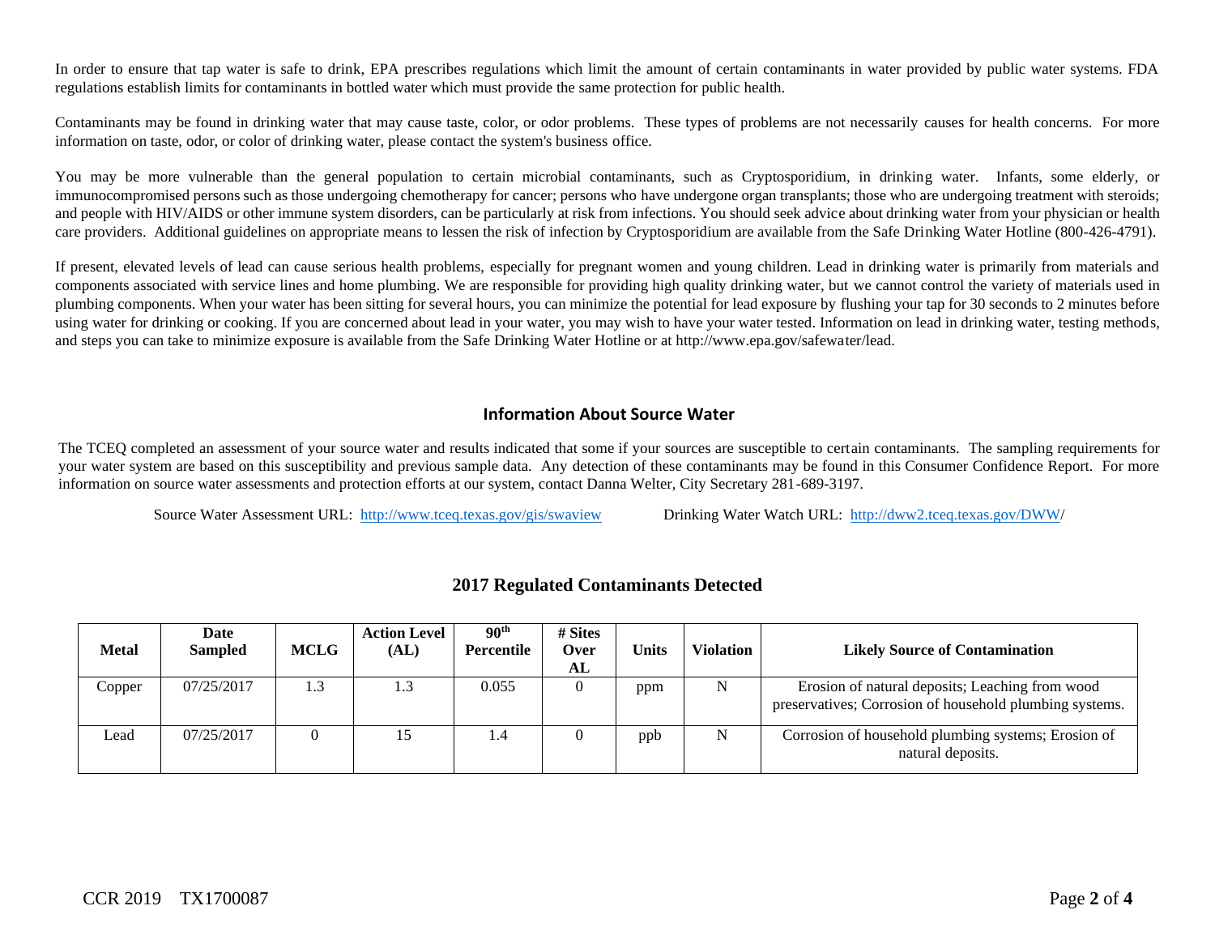In order to ensure that tap water is safe to drink, EPA prescribes regulations which limit the amount of certain contaminants in water provided by public water systems. FDA regulations establish limits for contaminants in bottled water which must provide the same protection for public health.

Contaminants may be found in drinking water that may cause taste, color, or odor problems. These types of problems are not necessarily causes for health concerns. For more information on taste, odor, or color of drinking water, please contact the system's business office.

You may be more vulnerable than the general population to certain microbial contaminants, such as Cryptosporidium, in drinking water. Infants, some elderly, or immunocompromised persons such as those undergoing chemotherapy for cancer; persons who have undergone organ transplants; those who are undergoing treatment with steroids; and people with HIV/AIDS or other immune system disorders, can be particularly at risk from infections. You should seek advice about drinking water from your physician or health care providers. Additional guidelines on appropriate means to lessen the risk of infection by Cryptosporidium are available from the Safe Drinking Water Hotline (800-426-4791).

If present, elevated levels of lead can cause serious health problems, especially for pregnant women and young children. Lead in drinking water is primarily from materials and components associated with service lines and home plumbing. We are responsible for providing high quality drinking water, but we cannot control the variety of materials used in plumbing components. When your water has been sitting for several hours, you can minimize the potential for lead exposure by flushing your tap for 30 seconds to 2 minutes before using water for drinking or cooking. If you are concerned about lead in your water, you may wish to have your water tested. Information on lead in drinking water, testing methods, and steps you can take to minimize exposure is available from the Safe Drinking Water Hotline or at http://www.epa.gov/safewater/lead.

## Information About Source Water

The TCEQ completed an assessment of your source water and results indicated that some if your sources are susceptible to certain contaminants. The sampling requirements for your water system are based on this susceptibility and previous sample data. Any detection of these contaminants may be found in this Consumer Confidence Report. For more information on source water assessments and protection efforts at our system, contact Danna Welter, City Secretary 281-689-3197.

Source Water Assessment URL: http://www.tceq.texas.gov/gis/swaview Drinking Water Watch URL: http://dww2.tceq.texas.gov/DWW/

## 2017 Regulated Contaminants Detected

| Metal | Date Sampled | MCLG | Action Level (AL) | 90th Percentile | # Sites Over AL | Units | Violation | Likely Source of Contamination |
|---|---|---|---|---|---|---|---|---|
| Copper | 07/25/2017 | 1.3 | 1.3 | 0.055 | 0 | ppm | N | Erosion of natural deposits; Leaching from wood preservatives; Corrosion of household plumbing systems. |
| Lead | 07/25/2017 | 0 | 15 | 1.4 | 0 | ppb | N | Corrosion of household plumbing systems; Erosion of natural deposits. |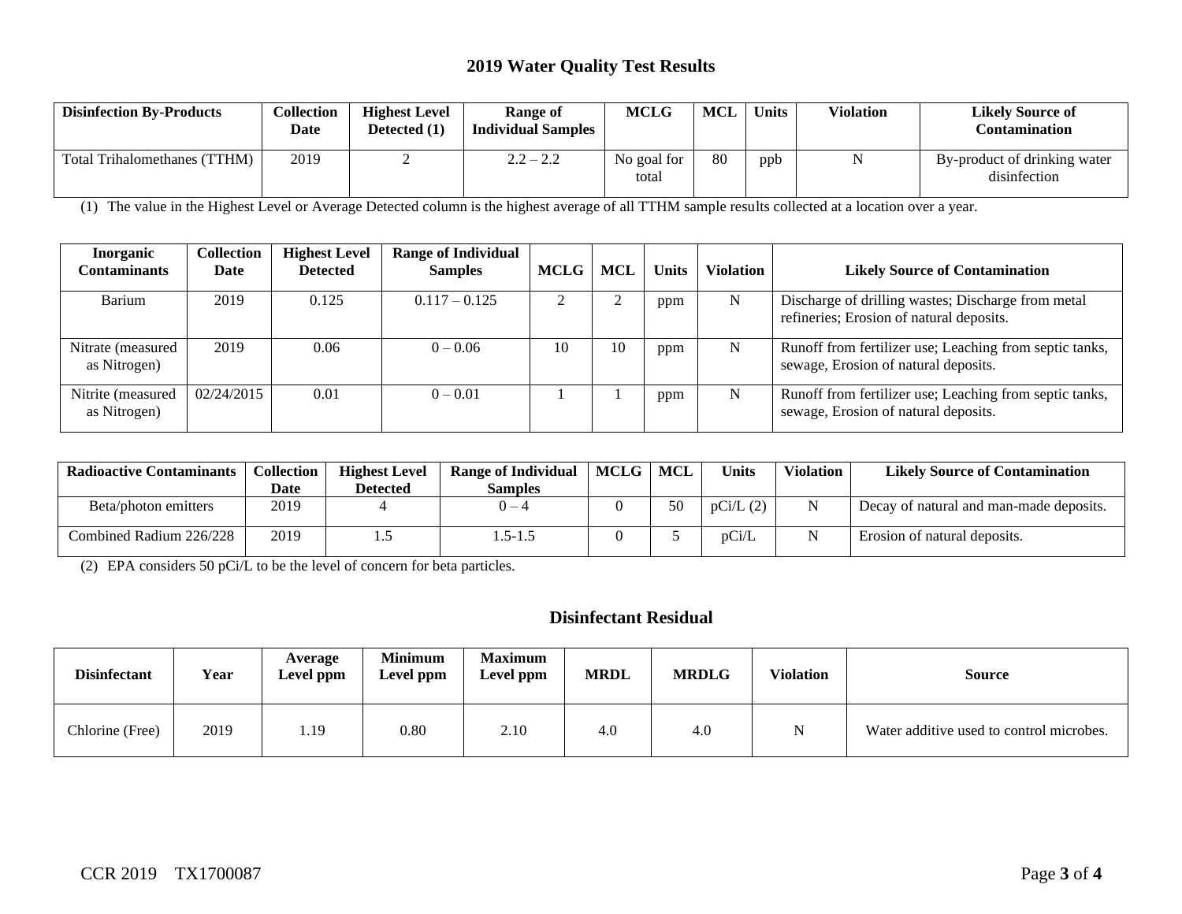## 2019 Water Quality Test Results

| Disinfection By-Products | Collection Date | Highest Level Detected (1) | Range of Individual Samples | MCLG | MCL | Units | Violation | Likely Source of Contamination |
|---|---|---|---|---|---|---|---|---|
| Total Trihalomethanes (TTHM) | 2019 | 2 | 2.2 – 2.2 | No goal for total | 80 | ppb | N | By-product of drinking water disinfection |

(1) The value in the Highest Level or Average Detected column is the highest average of all TTHM sample results collected at a location over a year.

| Inorganic Contaminants | Collection Date | Highest Level Detected | Range of Individual Samples | MCLG | MCL | Units | Violation | Likely Source of Contamination |
|---|---|---|---|---|---|---|---|---|
| Barium | 2019 | 0.125 | 0.117 – 0.125 | 2 | 2 | ppm | N | Discharge of drilling wastes; Discharge from metal refineries; Erosion of natural deposits. |
| Nitrate (measured as Nitrogen) | 2019 | 0.06 | 0 – 0.06 | 10 | 10 | ppm | N | Runoff from fertilizer use; Leaching from septic tanks, sewage, Erosion of natural deposits. |
| Nitrite (measured as Nitrogen) | 02/24/2015 | 0.01 | 0 – 0.01 | 1 | 1 | ppm | N | Runoff from fertilizer use; Leaching from septic tanks, sewage, Erosion of natural deposits. |

| Radioactive Contaminants | Collection Date | Highest Level Detected | Range of Individual Samples | MCLG | MCL | Units | Violation | Likely Source of Contamination |
|---|---|---|---|---|---|---|---|---|
| Beta/photon emitters | 2019 | 4 | 0 – 4 | 0 | 50 | pCi/L (2) | N | Decay of natural and man-made deposits. |
| Combined Radium 226/228 | 2019 | 1.5 | 1.5-1.5 | 0 | 5 | pCi/L | N | Erosion of natural deposits. |

(2) EPA considers 50 pCi/L to be the level of concern for beta particles.

## Disinfectant Residual

| Disinfectant | Year | Average Level ppm | Minimum Level ppm | Maximum Level ppm | MRDL | MRDLG | Violation | Source |
|---|---|---|---|---|---|---|---|---|
| Chlorine (Free) | 2019 | 1.19 | 0.80 | 2.10 | 4.0 | 4.0 | N | Water additive used to control microbes. |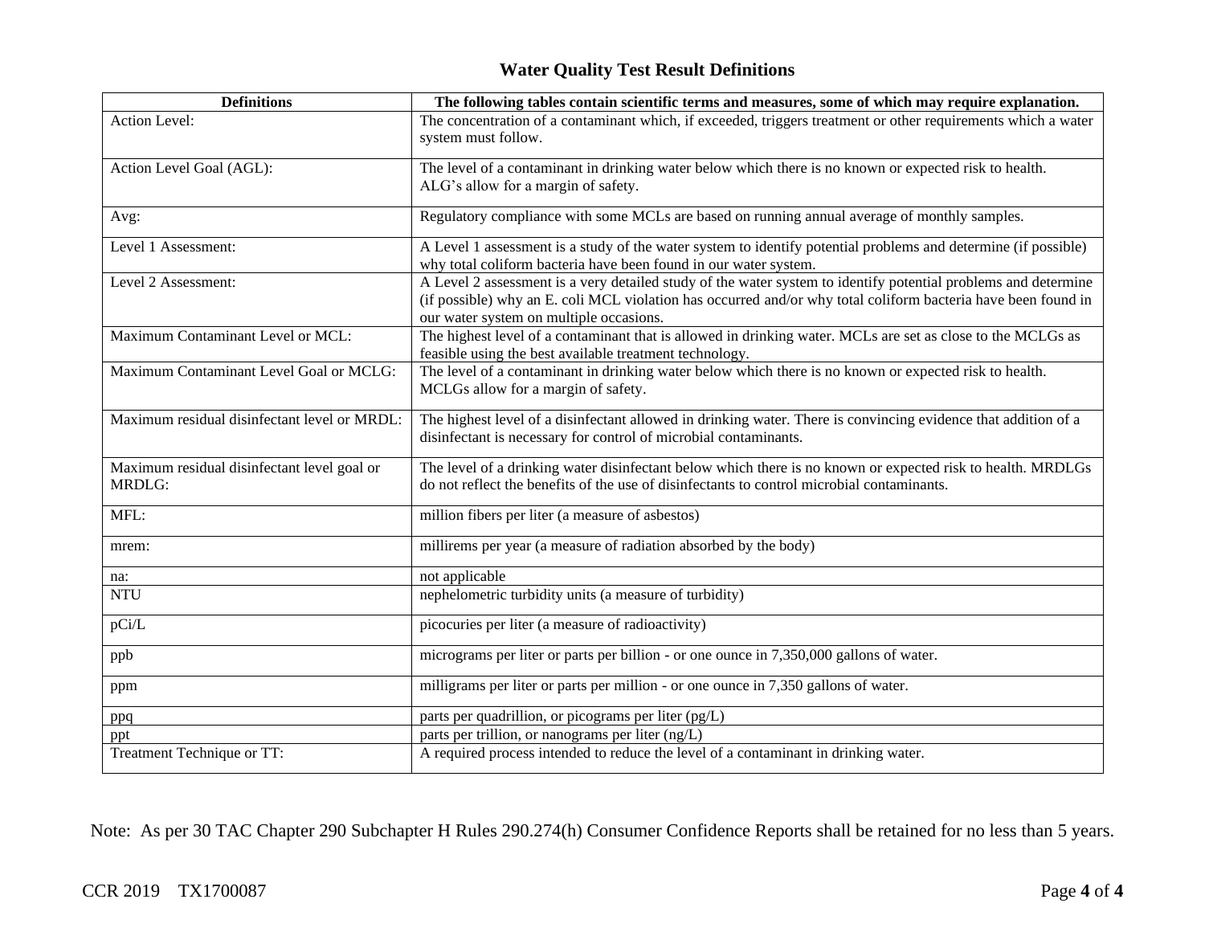## Water Quality Test Result Definitions

| Definitions | The following tables contain scientific terms and measures, some of which may require explanation. |
|---|---|
| Action Level: | The concentration of a contaminant which, if exceeded, triggers treatment or other requirements which a water system must follow. |
| Action Level Goal (AGL): | The level of a contaminant in drinking water below which there is no known or expected risk to health. ALG's allow for a margin of safety. |
| Avg: | Regulatory compliance with some MCLs are based on running annual average of monthly samples. |
| Level 1 Assessment: | A Level 1 assessment is a study of the water system to identify potential problems and determine (if possible) why total coliform bacteria have been found in our water system. |
| Level 2 Assessment: | A Level 2 assessment is a very detailed study of the water system to identify potential problems and determine (if possible) why an E. coli MCL violation has occurred and/or why total coliform bacteria have been found in our water system on multiple occasions. |
| Maximum Contaminant Level or MCL: | The highest level of a contaminant that is allowed in drinking water. MCLs are set as close to the MCLGs as feasible using the best available treatment technology. |
| Maximum Contaminant Level Goal or MCLG: | The level of a contaminant in drinking water below which there is no known or expected risk to health. MCLGs allow for a margin of safety. |
| Maximum residual disinfectant level or MRDL: | The highest level of a disinfectant allowed in drinking water. There is convincing evidence that addition of a disinfectant is necessary for control of microbial contaminants. |
| Maximum residual disinfectant level goal or MRDLG: | The level of a drinking water disinfectant below which there is no known or expected risk to health. MRDLGs do not reflect the benefits of the use of disinfectants to control microbial contaminants. |
| MFL: | million fibers per liter (a measure of asbestos) |
| mrem: | millirems per year (a measure of radiation absorbed by the body) |
| na: | not applicable |
| NTU | nephelometric turbidity units (a measure of turbidity) |
| pCi/L | picocuries per liter (a measure of radioactivity) |
| ppb | micrograms per liter or parts per billion - or one ounce in 7,350,000 gallons of water. |
| ppm | milligrams per liter or parts per million - or one ounce in 7,350 gallons of water. |
| ppq | parts per quadrillion, or picograms per liter (pg/L) |
| ppt | parts per trillion, or nanograms per liter (ng/L) |
| Treatment Technique or TT: | A required process intended to reduce the level of a contaminant in drinking water. |

Note: As per 30 TAC Chapter 290 Subchapter H Rules 290.274(h) Consumer Confidence Reports shall be retained for no less than 5 years.

CCR 2019 TX1700087